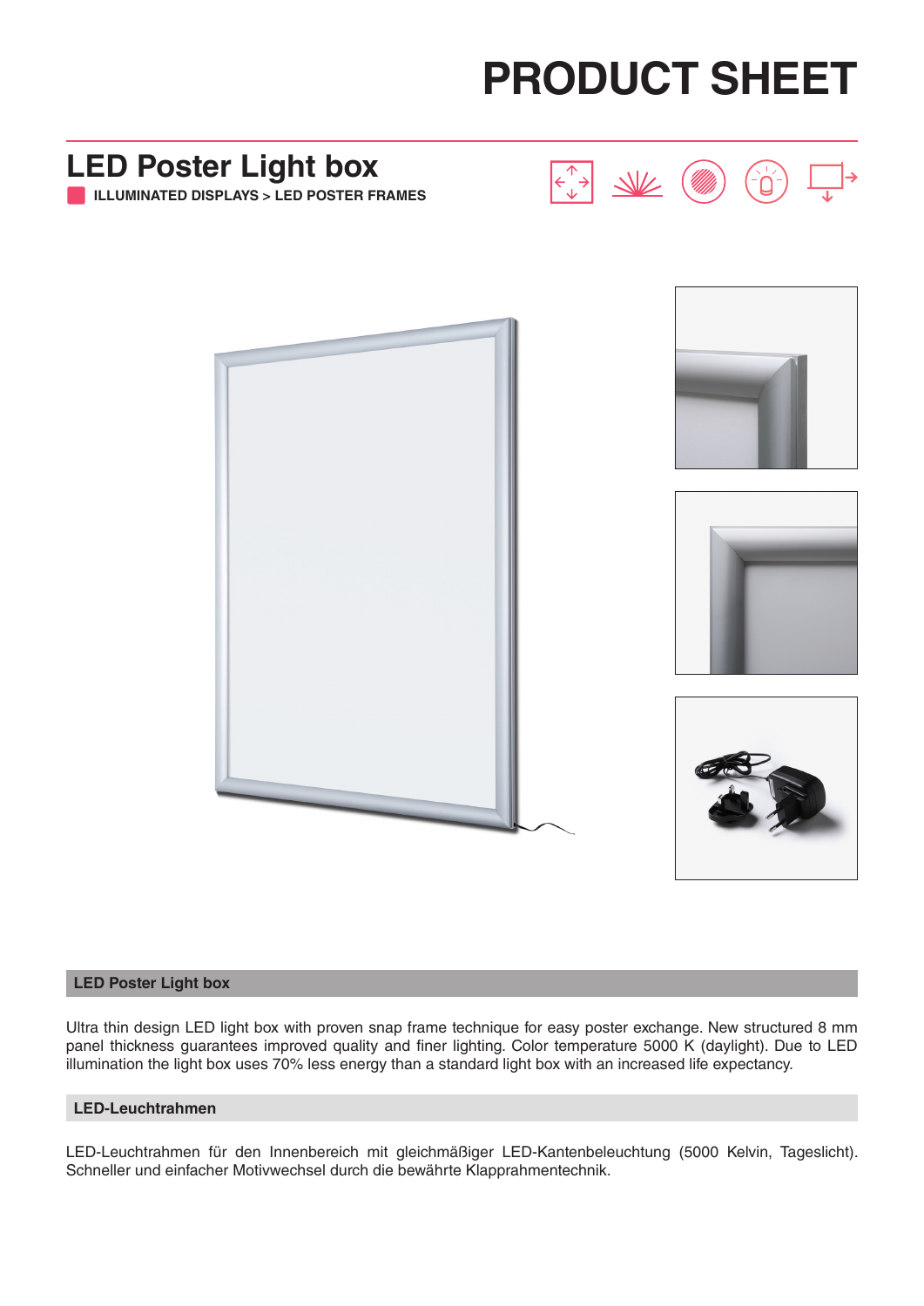# PRODUCT SHEET

## LED Poster Light box

**ILLUMINATED DISPLAYS > LED POSTER FRAMES**

### LED Poster Light box

Ultra thin design LED light box with proven snap frame technique for easy poster exchange. New structured 8 mm panel thickness guarantees improved quality and finer lighting. Color temperature 5000 K (daylight). Due to LED illumination the light box uses 70% less energy than a standard light box with an increased life expectancy.

### LED-Leuchtrahmen

LED-Leuchtrahmen für den Innenbereich mit gleichmäßiger LED-Kantenbeleuchtung (5000 Kelvin, Tageslicht). Schneller und einfacher Motivwechsel durch die bewährte Klapprahmentechnik.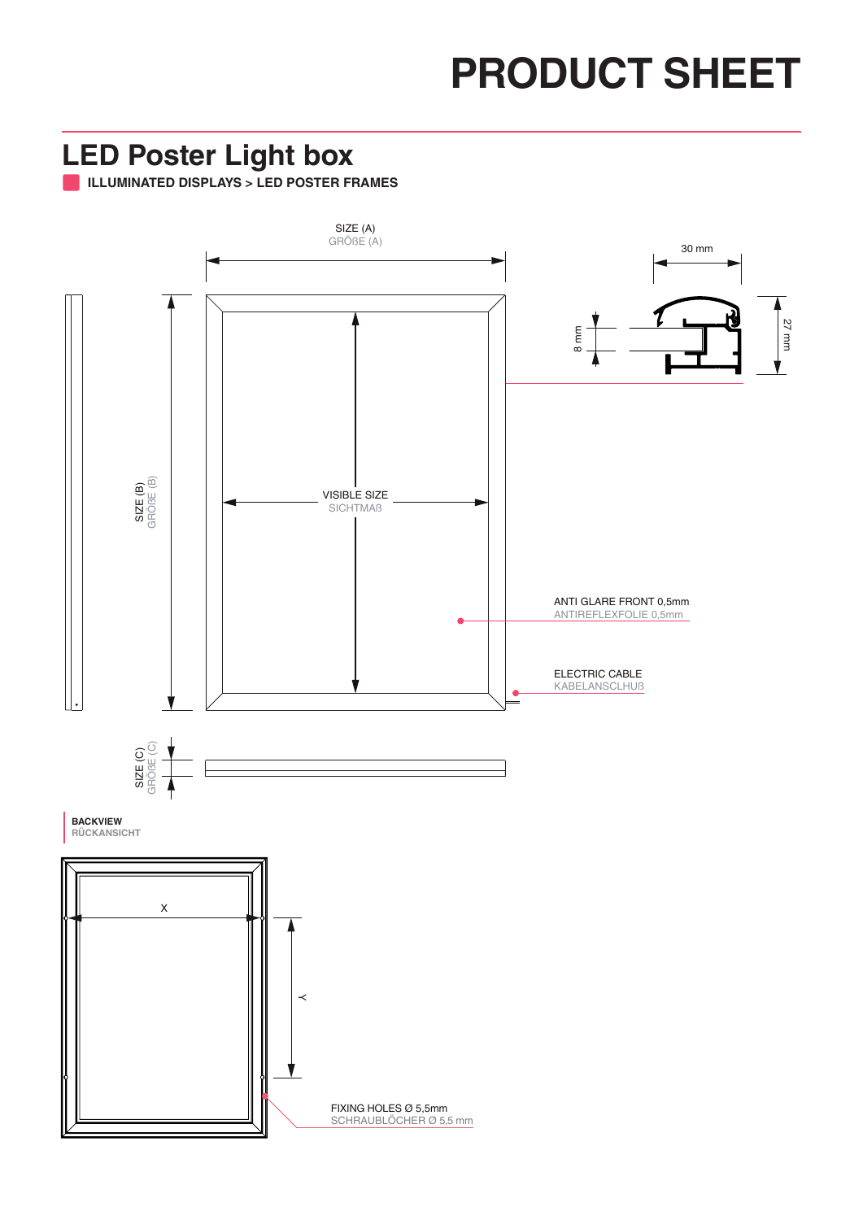# PRODUCT SHEET

## LED Poster Light box

**ILLUMINATED DISPLAYS > LED POSTER FRAMES**

SIZE (A)
GRÖßE (A)

30 mm

8 mm

27 mm

SIZE (B)
GRÖßE (B)

VISIBLE SIZE
SICHTMAß

ANTI GLARE FRONT 0,5mm
ANTIREFLEXFOLIE 0,5mm

ELECTRIC CABLE
KABELANSCLHUß

SIZE (C)
GRÖßE (C)

**BACKVIEW**
**RÜCKANSICHT**

X

Y

FIXING HOLES Ø 5,5mm
SCHRAUBLÖCHER Ø 5,5 mm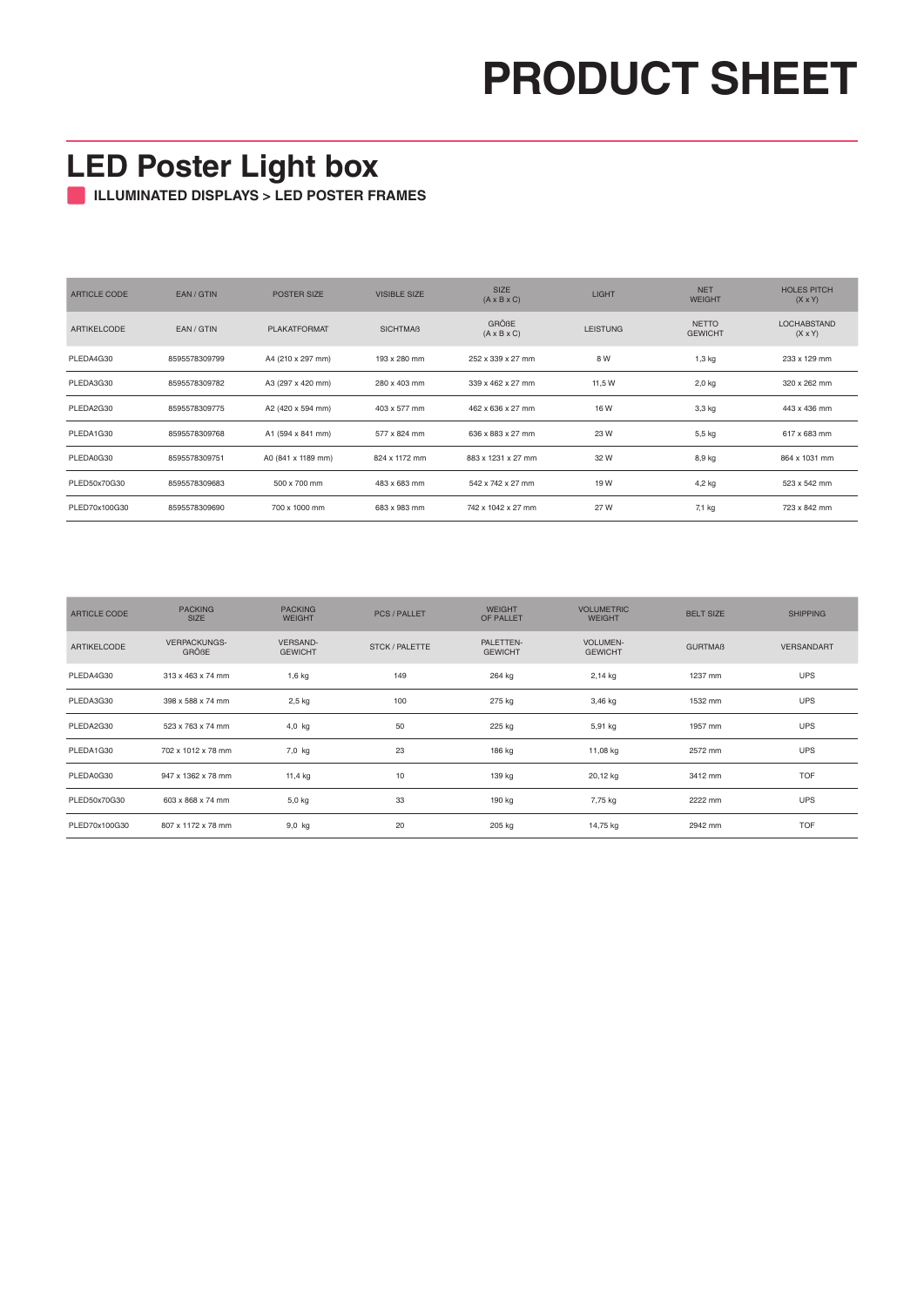# PRODUCT SHEET

## LED Poster Light box

**ILLUMINATED DISPLAYS > LED POSTER FRAMES**

| ARTICLE CODE | EAN / GTIN | POSTER SIZE | VISIBLE SIZE | SIZE (A x B x C) | LIGHT | NET WEIGHT | HOLES PITCH (X x Y) |
|---|---|---|---|---|---|---|---|
| ARTIKELCODE | EAN / GTIN | PLAKATFORMAT | SICHTMAß | GRÖßE (A x B x C) | LEISTUNG | NETTO GEWICHT | LOCHABSTAND (X x Y) |
| PLEDA4G30 | 8595578309799 | A4 (210 x 297 mm) | 193 x 280 mm | 252 x 339 x 27 mm | 8 W | 1,3 kg | 233 x 129 mm |
| PLEDA3G30 | 8595578309782 | A3 (297 x 420 mm) | 280 x 403 mm | 339 x 462 x 27 mm | 11,5 W | 2,0 kg | 320 x 262 mm |
| PLEDA2G30 | 8595578309775 | A2 (420 x 594 mm) | 403 x 577 mm | 462 x 636 x 27 mm | 16 W | 3,3 kg | 443 x 436 mm |
| PLEDA1G30 | 8595578309768 | A1 (594 x 841 mm) | 577 x 824 mm | 636 x 883 x 27 mm | 23 W | 5,5 kg | 617 x 683 mm |
| PLEDA0G30 | 8595578309751 | A0 (841 x 1189 mm) | 824 x 1172 mm | 883 x 1231 x 27 mm | 32 W | 8,9 kg | 864 x 1031 mm |
| PLED50x70G30 | 8595578309683 | 500 x 700 mm | 483 x 683 mm | 542 x 742 x 27 mm | 19 W | 4,2 kg | 523 x 542 mm |
| PLED70x100G30 | 8595578309690 | 700 x 1000 mm | 683 x 983 mm | 742 x 1042 x 27 mm | 27 W | 7,1 kg | 723 x 842 mm |

| ARTICLE CODE | PACKING SIZE | PACKING WEIGHT | PCS / PALLET | WEIGHT OF PALLET | VOLUMETRIC WEIGHT | BELT SIZE | SHIPPING |
|---|---|---|---|---|---|---|---|
| ARTIKELCODE | VERPACKUNGS-GRÖßE | VERSAND-GEWICHT | STCK / PALETTE | PALETTEN-GEWICHT | VOLUMEN-GEWICHT | GURTMAß | VERSANDART |
| PLEDA4G30 | 313 x 463 x 74 mm | 1,6 kg | 149 | 264 kg | 2,14 kg | 1237 mm | UPS |
| PLEDA3G30 | 398 x 588 x 74 mm | 2,5 kg | 100 | 275 kg | 3,46 kg | 1532 mm | UPS |
| PLEDA2G30 | 523 x 763 x 74 mm | 4,0 kg | 50 | 225 kg | 5,91 kg | 1957 mm | UPS |
| PLEDA1G30 | 702 x 1012 x 78 mm | 7,0 kg | 23 | 186 kg | 11,08 kg | 2572 mm | UPS |
| PLEDA0G30 | 947 x 1362 x 78 mm | 11,4 kg | 10 | 139 kg | 20,12 kg | 3412 mm | TOF |
| PLED50x70G30 | 603 x 868 x 74 mm | 5,0 kg | 33 | 190 kg | 7,75 kg | 2222 mm | UPS |
| PLED70x100G30 | 807 x 1172 x 78 mm | 9,0 kg | 20 | 205 kg | 14,75 kg | 2942 mm | TOF |